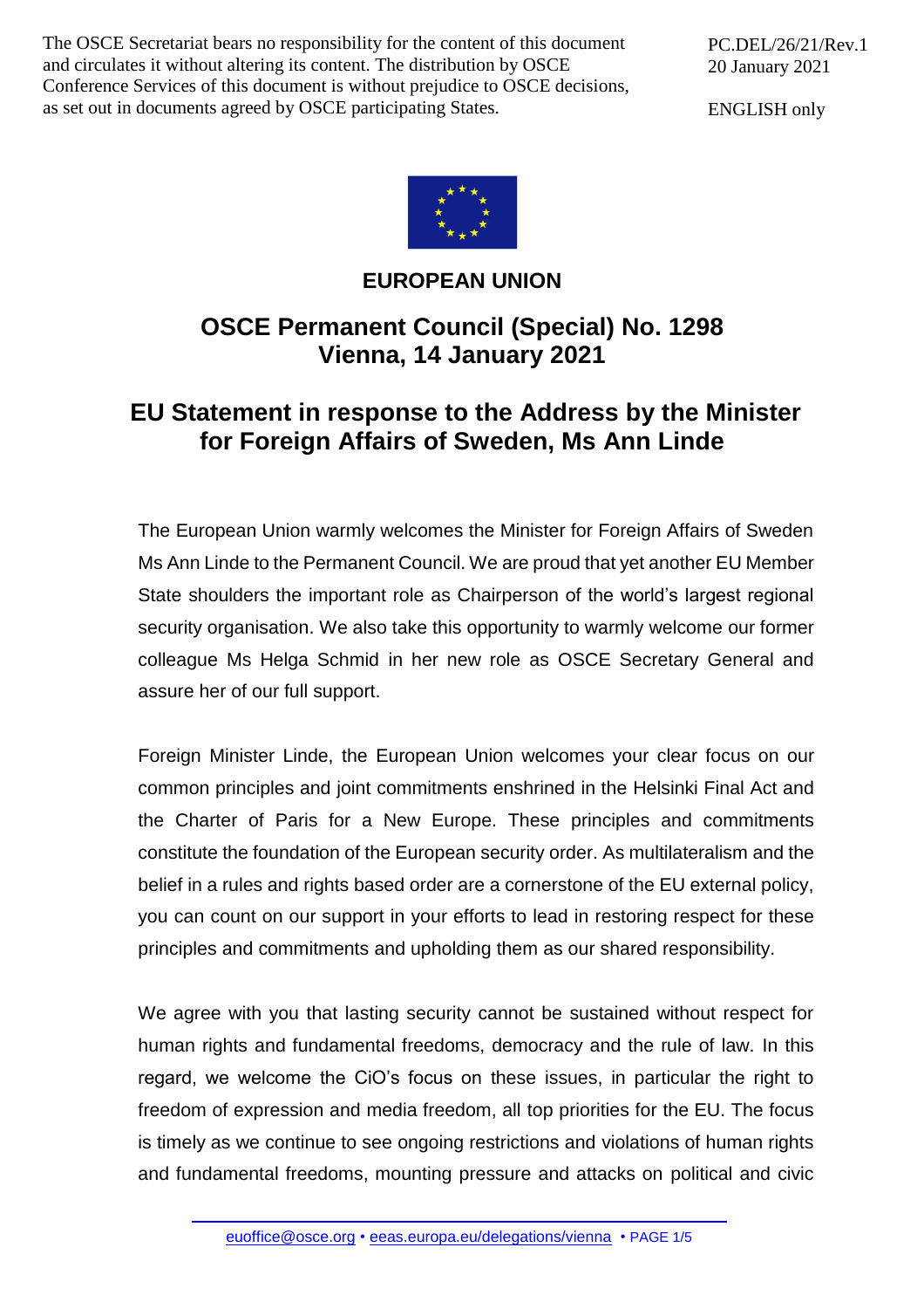The OSCE Secretariat bears no responsibility for the content of this document and circulates it without altering its content. The distribution by OSCE Conference Services of this document is without prejudice to OSCE decisions, as set out in documents agreed by OSCE participating States.

PC.DEL/26/21/Rev.1
20 January 2021

ENGLISH only

**EUROPEAN UNION**

## OSCE Permanent Council (Special) No. 1298
## Vienna, 14 January 2021

# EU Statement in response to the Address by the Minister for Foreign Affairs of Sweden, Ms Ann Linde

The European Union warmly welcomes the Minister for Foreign Affairs of Sweden Ms Ann Linde to the Permanent Council. We are proud that yet another EU Member State shoulders the important role as Chairperson of the world's largest regional security organisation. We also take this opportunity to warmly welcome our former colleague Ms Helga Schmid in her new role as OSCE Secretary General and assure her of our full support.

Foreign Minister Linde, the European Union welcomes your clear focus on our common principles and joint commitments enshrined in the Helsinki Final Act and the Charter of Paris for a New Europe. These principles and commitments constitute the foundation of the European security order. As multilateralism and the belief in a rules and rights based order are a cornerstone of the EU external policy, you can count on our support in your efforts to lead in restoring respect for these principles and commitments and upholding them as our shared responsibility.

We agree with you that lasting security cannot be sustained without respect for human rights and fundamental freedoms, democracy and the rule of law. In this regard, we welcome the CiO's focus on these issues, in particular the right to freedom of expression and media freedom, all top priorities for the EU. The focus is timely as we continue to see ongoing restrictions and violations of human rights and fundamental freedoms, mounting pressure and attacks on political and civic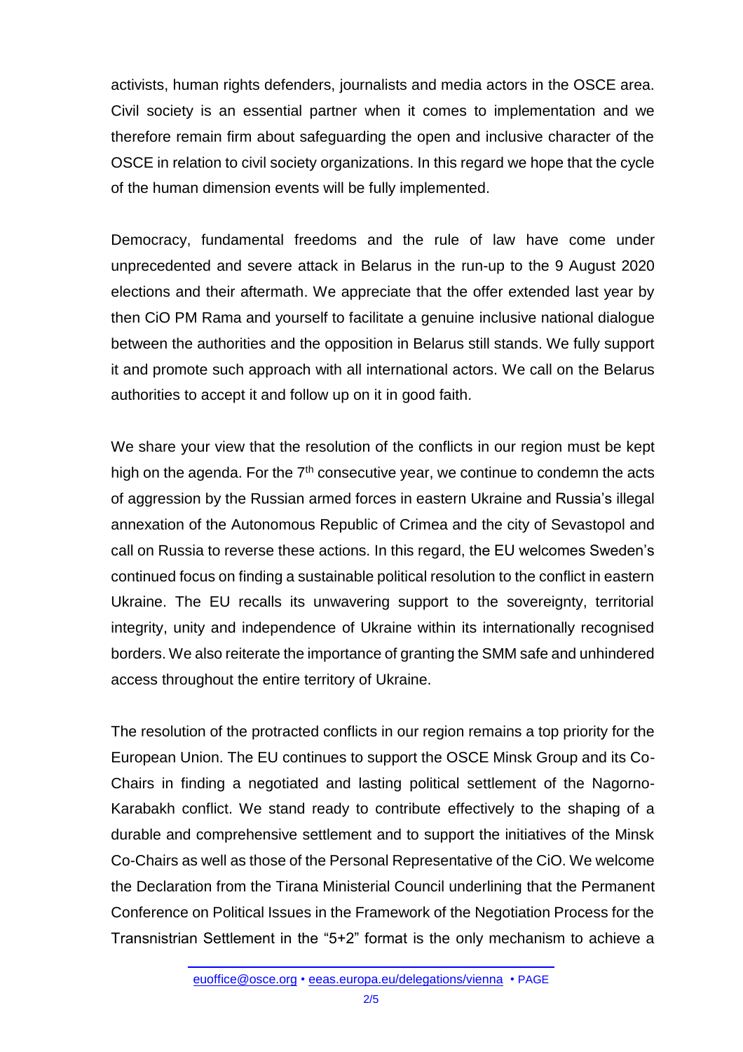activists, human rights defenders, journalists and media actors in the OSCE area. Civil society is an essential partner when it comes to implementation and we therefore remain firm about safeguarding the open and inclusive character of the OSCE in relation to civil society organizations. In this regard we hope that the cycle of the human dimension events will be fully implemented.

Democracy, fundamental freedoms and the rule of law have come under unprecedented and severe attack in Belarus in the run-up to the 9 August 2020 elections and their aftermath. We appreciate that the offer extended last year by then CiO PM Rama and yourself to facilitate a genuine inclusive national dialogue between the authorities and the opposition in Belarus still stands. We fully support it and promote such approach with all international actors. We call on the Belarus authorities to accept it and follow up on it in good faith.

We share your view that the resolution of the conflicts in our region must be kept high on the agenda. For the 7th consecutive year, we continue to condemn the acts of aggression by the Russian armed forces in eastern Ukraine and Russia's illegal annexation of the Autonomous Republic of Crimea and the city of Sevastopol and call on Russia to reverse these actions. In this regard, the EU welcomes Sweden's continued focus on finding a sustainable political resolution to the conflict in eastern Ukraine. The EU recalls its unwavering support to the sovereignty, territorial integrity, unity and independence of Ukraine within its internationally recognised borders. We also reiterate the importance of granting the SMM safe and unhindered access throughout the entire territory of Ukraine.

The resolution of the protracted conflicts in our region remains a top priority for the European Union. The EU continues to support the OSCE Minsk Group and its Co-Chairs in finding a negotiated and lasting political settlement of the Nagorno-Karabakh conflict. We stand ready to contribute effectively to the shaping of a durable and comprehensive settlement and to support the initiatives of the Minsk Co-Chairs as well as those of the Personal Representative of the CiO. We welcome the Declaration from the Tirana Ministerial Council underlining that the Permanent Conference on Political Issues in the Framework of the Negotiation Process for the Transnistrian Settlement in the "5+2" format is the only mechanism to achieve a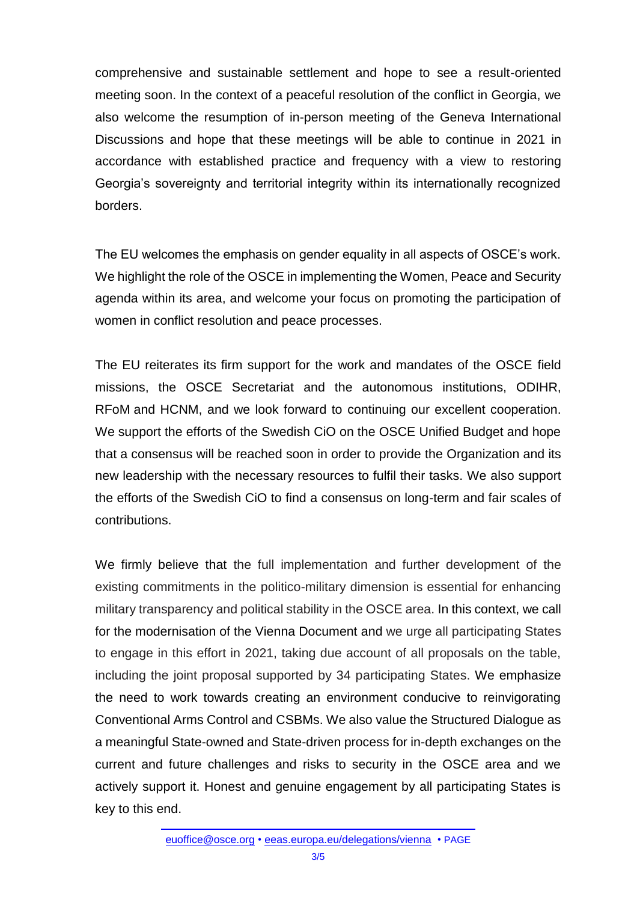comprehensive and sustainable settlement and hope to see a result-oriented meeting soon. In the context of a peaceful resolution of the conflict in Georgia, we also welcome the resumption of in-person meeting of the Geneva International Discussions and hope that these meetings will be able to continue in 2021 in accordance with established practice and frequency with a view to restoring Georgia's sovereignty and territorial integrity within its internationally recognized borders.

The EU welcomes the emphasis on gender equality in all aspects of OSCE's work. We highlight the role of the OSCE in implementing the Women, Peace and Security agenda within its area, and welcome your focus on promoting the participation of women in conflict resolution and peace processes.

The EU reiterates its firm support for the work and mandates of the OSCE field missions, the OSCE Secretariat and the autonomous institutions, ODIHR, RFoM and HCNM, and we look forward to continuing our excellent cooperation. We support the efforts of the Swedish CiO on the OSCE Unified Budget and hope that a consensus will be reached soon in order to provide the Organization and its new leadership with the necessary resources to fulfil their tasks. We also support the efforts of the Swedish CiO to find a consensus on long-term and fair scales of contributions.

We firmly believe that the full implementation and further development of the existing commitments in the politico-military dimension is essential for enhancing military transparency and political stability in the OSCE area. In this context, we call for the modernisation of the Vienna Document and we urge all participating States to engage in this effort in 2021, taking due account of all proposals on the table, including the joint proposal supported by 34 participating States. We emphasize the need to work towards creating an environment conducive to reinvigorating Conventional Arms Control and CSBMs. We also value the Structured Dialogue as a meaningful State-owned and State-driven process for in-depth exchanges on the current and future challenges and risks to security in the OSCE area and we actively support it. Honest and genuine engagement by all participating States is key to this end.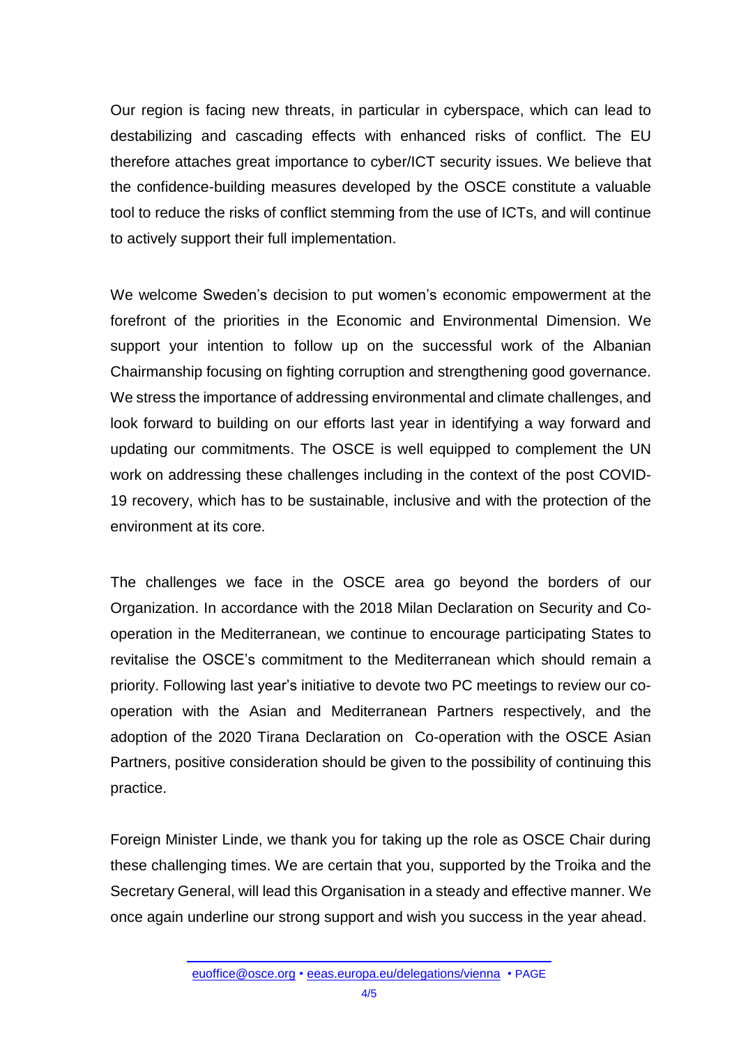Our region is facing new threats, in particular in cyberspace, which can lead to destabilizing and cascading effects with enhanced risks of conflict. The EU therefore attaches great importance to cyber/ICT security issues. We believe that the confidence-building measures developed by the OSCE constitute a valuable tool to reduce the risks of conflict stemming from the use of ICTs, and will continue to actively support their full implementation.

We welcome Sweden's decision to put women's economic empowerment at the forefront of the priorities in the Economic and Environmental Dimension. We support your intention to follow up on the successful work of the Albanian Chairmanship focusing on fighting corruption and strengthening good governance. We stress the importance of addressing environmental and climate challenges, and look forward to building on our efforts last year in identifying a way forward and updating our commitments. The OSCE is well equipped to complement the UN work on addressing these challenges including in the context of the post COVID-19 recovery, which has to be sustainable, inclusive and with the protection of the environment at its core.

The challenges we face in the OSCE area go beyond the borders of our Organization. In accordance with the 2018 Milan Declaration on Security and Co-operation in the Mediterranean, we continue to encourage participating States to revitalise the OSCE's commitment to the Mediterranean which should remain a priority. Following last year's initiative to devote two PC meetings to review our co-operation with the Asian and Mediterranean Partners respectively, and the adoption of the 2020 Tirana Declaration on Co-operation with the OSCE Asian Partners, positive consideration should be given to the possibility of continuing this practice.

Foreign Minister Linde, we thank you for taking up the role as OSCE Chair during these challenging times. We are certain that you, supported by the Troika and the Secretary General, will lead this Organisation in a steady and effective manner. We once again underline our strong support and wish you success in the year ahead.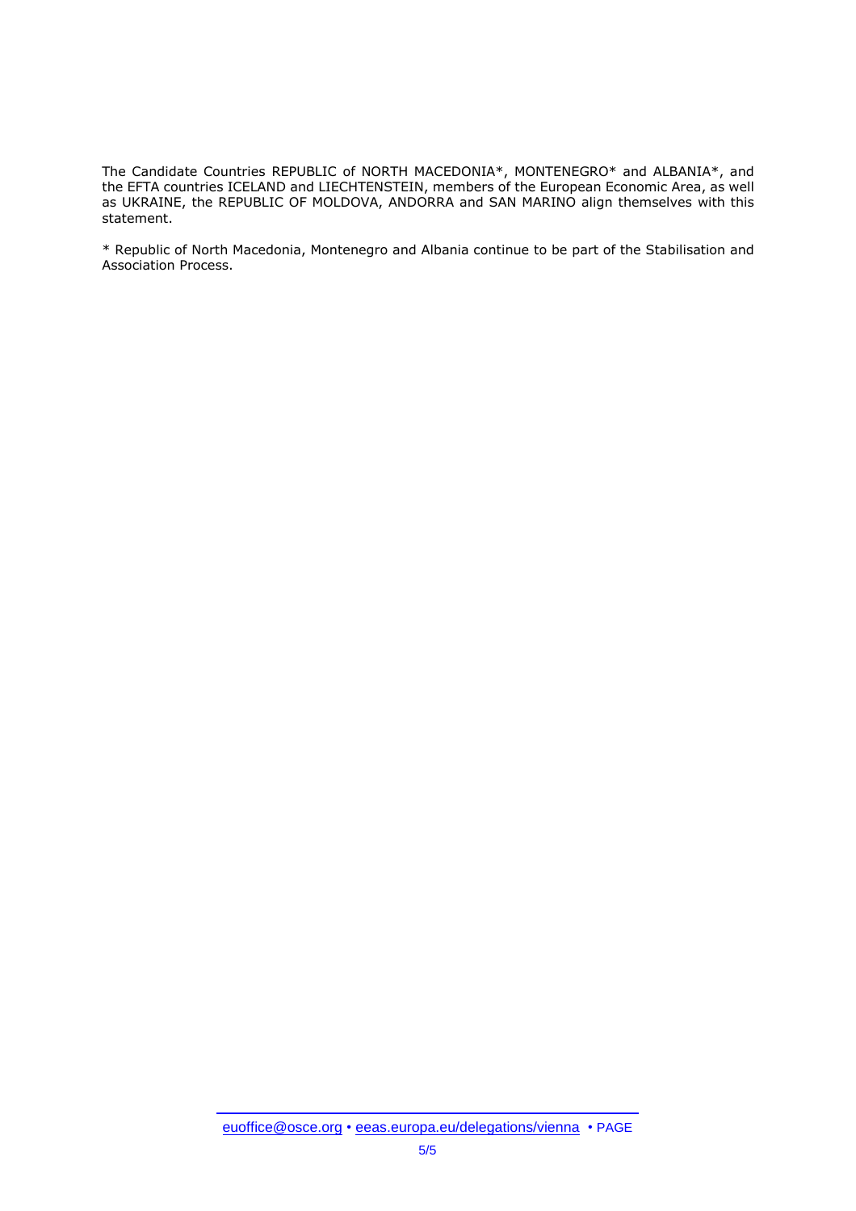The Candidate Countries REPUBLIC of NORTH MACEDONIA*, MONTENEGRO* and ALBANIA*, and the EFTA countries ICELAND and LIECHTENSTEIN, members of the European Economic Area, as well as UKRAINE, the REPUBLIC OF MOLDOVA, ANDORRA and SAN MARINO align themselves with this statement.

* Republic of North Macedonia, Montenegro and Albania continue to be part of the Stabilisation and Association Process.